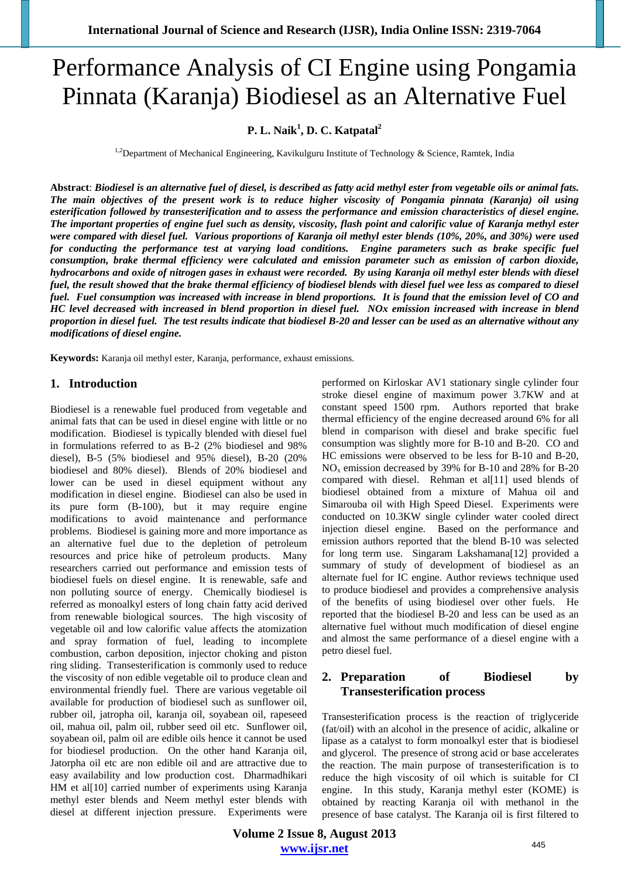# Performance Analysis of CI Engine using Pongamia Pinnata (Karanja) Biodiesel as an Alternative Fuel

**P. L. Naik[1], D. C. Katpatal[2]**

[1,2]Department of Mechanical Engineering, Kavikulguru Institute of Technology & Science, Ramtek, India

**Abstract**: ***Biodiesel is an alternative fuel of diesel, is described as fatty acid methyl ester from vegetable oils or animal fats. The main objectives of the present work is to reduce higher viscosity of Pongamia pinnata (Karanja) oil using esterification followed by transesterification and to assess the performance and emission characteristics of diesel engine. The important properties of engine fuel such as density, viscosity, flash point and calorific value of Karanja methyl ester were compared with diesel fuel. Various proportions of Karanja oil methyl ester blends (10%, 20%, and 30%) were used for conducting the performance test at varying load conditions. Engine parameters such as brake specific fuel consumption, brake thermal efficiency were calculated and emission parameter such as emission of carbon dioxide, hydrocarbons and oxide of nitrogen gases in exhaust were recorded. By using Karanja oil methyl ester blends with diesel fuel, the result showed that the brake thermal efficiency of biodiesel blends with diesel fuel wee less as compared to diesel fuel. Fuel consumption was increased with increase in blend proportions. It is found that the emission level of CO and HC level decreased with increased in blend proportion in diesel fuel. NOx emission increased with increase in blend proportion in diesel fuel. The test results indicate that biodiesel B-20 and lesser can be used as an alternative without any modifications of diesel engine.***

**Keywords:** Karanja oil methyl ester, Karanja, performance, exhaust emissions.

## 1. Introduction

Biodiesel is a renewable fuel produced from vegetable and animal fats that can be used in diesel engine with little or no modification. Biodiesel is typically blended with diesel fuel in formulations referred to as B-2 (2% biodiesel and 98% diesel), B-5 (5% biodiesel and 95% diesel), B-20 (20% biodiesel and 80% diesel). Blends of 20% biodiesel and lower can be used in diesel equipment without any modification in diesel engine. Biodiesel can also be used in its pure form (B-100), but it may require engine modifications to avoid maintenance and performance problems. Biodiesel is gaining more and more importance as an alternative fuel due to the depletion of petroleum resources and price hike of petroleum products. Many researchers carried out performance and emission tests of biodiesel fuels on diesel engine. It is renewable, safe and non polluting source of energy. Chemically biodiesel is referred as monoalkyl esters of long chain fatty acid derived from renewable biological sources. The high viscosity of vegetable oil and low calorific value affects the atomization and spray formation of fuel, leading to incomplete combustion, carbon deposition, injector choking and piston ring sliding. Transesterification is commonly used to reduce the viscosity of non edible vegetable oil to produce clean and environmental friendly fuel. There are various vegetable oil available for production of biodiesel such as sunflower oil, rubber oil, jatropha oil, karanja oil, soyabean oil, rapeseed oil, mahua oil, palm oil, rubber seed oil etc. Sunflower oil, soyabean oil, palm oil are edible oils hence it cannot be used for biodiesel production. On the other hand Karanja oil, Jatorpha oil etc are non edible oil and are attractive due to easy availability and low production cost. Dharmadhikari HM et al[10] carried number of experiments using Karanja methyl ester blends and Neem methyl ester blends with diesel at different injection pressure. Experiments were performed on Kirloskar AV1 stationary single cylinder four stroke diesel engine of maximum power 3.7KW and at constant speed 1500 rpm. Authors reported that brake thermal efficiency of the engine decreased around 6% for all blend in comparison with diesel and brake specific fuel consumption was slightly more for B-10 and B-20. CO and HC emissions were observed to be less for B-10 and B-20, $NO_x$ emission decreased by 39% for B-10 and 28% for B-20 compared with diesel. Rehman et al[11] used blends of biodiesel obtained from a mixture of Mahua and Simarouba oil with High Speed Diesel. Experiments were conducted on 10.3KW single cylinder water cooled direct injection diesel engine. Based on the performance and emission authors reported that the blend B-10 was selected for long term use. Singaram Lakshamana[12] provided a summary of study of development of biodiesel as an alternate fuel for IC engine. Author reviews technique used to produce biodiesel and provides a comprehensive analysis of the benefits of using biodiesel over other fuels. He reported that the biodiesel B-20 and less can be used as an alternative fuel without much modification of diesel engine and almost the same performance of a diesel engine with a petro diesel fuel.

## 2. Preparation of Biodiesel by Transesterification process

Transesterification process is the reaction of triglyceride (fat/oil) with an alcohol in the presence of acidic, alkaline or lipase as a catalyst to form monoalkyl ester that is biodiesel and glycerol. The presence of strong acid or base accelerates the reaction. The main purpose of transesterification is to reduce the high viscosity of oil which is suitable for CI engine. In this study, Karanja methyl ester (KOME) is obtained by reacting Karanja oil with methanol in the presence of base catalyst. The Karanja oil is first filtered to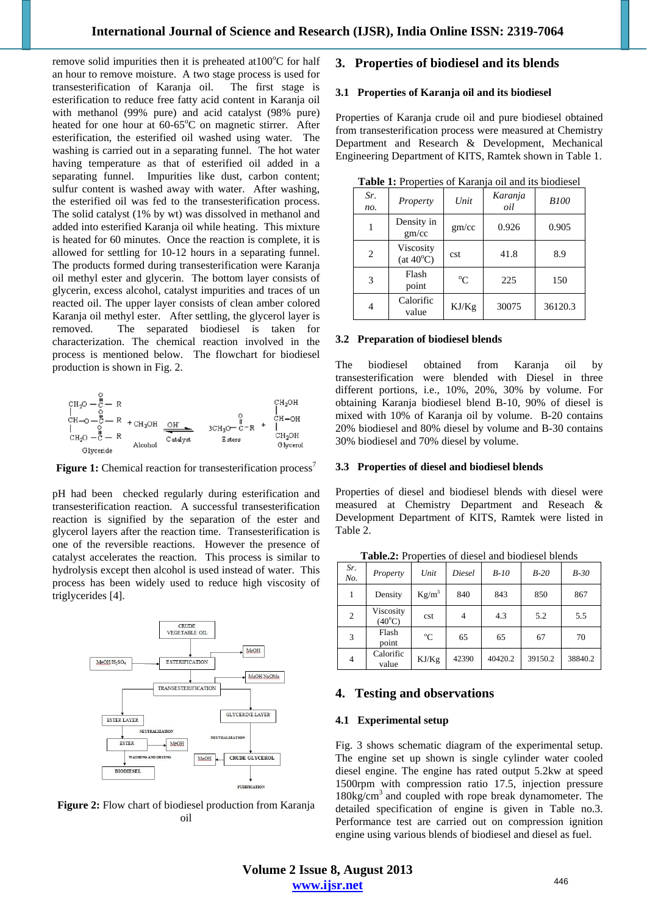remove solid impurities then it is preheated at100°C for half an hour to remove moisture. A two stage process is used for transesterification of Karanja oil. The first stage is esterification to reduce free fatty acid content in Karanja oil with methanol (99% pure) and acid catalyst (98% pure) heated for one hour at 60-65°C on magnetic stirrer. After esterification, the esterified oil washed using water. The washing is carried out in a separating funnel. The hot water having temperature as that of esterified oil added in a separating funnel. Impurities like dust, carbon content; sulfur content is washed away with water. After washing, the esterified oil was fed to the transesterification process. The solid catalyst (1% by wt) was dissolved in methanol and added into esterified Karanja oil while heating. This mixture is heated for 60 minutes. Once the reaction is complete, it is allowed for settling for 10-12 hours in a separating funnel. The products formed during transesterification were Karanja oil methyl ester and glycerin. The bottom layer consists of glycerin, excess alcohol, catalyst impurities and traces of un reacted oil. The upper layer consists of clean amber colored Karanja oil methyl ester. After settling, the glycerol layer is removed. The separated biodiesel is taken for characterization. The chemical reaction involved in the process is mentioned below. The flowchart for biodiesel production is shown in Fig. 2.

**Figure 1:** Chemical reaction for transesterification process[7]

pH had been checked regularly during esterification and transesterification reaction. A successful transesterification reaction is signified by the separation of the ester and glycerol layers after the reaction time. Transesterification is one of the reversible reactions. However the presence of catalyst accelerates the reaction. This process is similar to hydrolysis except then alcohol is used instead of water. This process has been widely used to reduce high viscosity of triglycerides [4].

**Figure 2:** Flow chart of biodiesel production from Karanja oil

## 3. Properties of biodiesel and its blends

### 3.1 Properties of Karanja oil and its biodiesel

Properties of Karanja crude oil and pure biodiesel obtained from transesterification process were measured at Chemistry Department and Research & Development, Mechanical Engineering Department of KITS, Ramtek shown in Table 1.

**Table 1:** Properties of Karanja oil and its biodiesel

| Sr. no. | Property | Unit | Karanja oil | B100 |
|---|---|---|---|---|
| 1 | Density in gm/cc | gm/cc | 0.926 | 0.905 |
| 2 | Viscosity (at 40°C) | cst | 41.8 | 8.9 |
| 3 | Flash point | °C | 225 | 150 |
| 4 | Calorific value | KJ/Kg | 30075 | 36120.3 |

### 3.2 Preparation of biodiesel blends

The biodiesel obtained from Karanja oil by transesterification were blended with Diesel in three different portions, i.e., 10%, 20%, 30% by volume. For obtaining Karanja biodiesel blend B-10, 90% of diesel is mixed with 10% of Karanja oil by volume. B-20 contains 20% biodiesel and 80% diesel by volume and B-30 contains 30% biodiesel and 70% diesel by volume.

### 3.3 Properties of diesel and biodiesel blends

Properties of diesel and biodiesel blends with diesel were measured at Chemistry Department and Reseach & Development Department of KITS, Ramtek were listed in Table 2.

**Table.2:** Properties of diesel and biodiesel blends

| Sr. No. | Property | Unit | Diesel | B-10 | B-20 | B-30 |
|---|---|---|---|---|---|---|
| 1 | Density | $Kg/m^3$ | 840 | 843 | 850 | 867 |
| 2 | Viscosity (40°C) | cst | 4 | 4.3 | 5.2 | 5.5 |
| 3 | Flash point | °C | 65 | 65 | 67 | 70 |
| 4 | Calorific value | KJ/Kg | 42390 | 40420.2 | 39150.2 | 38840.2 |

## 4. Testing and observations

### 4.1 Experimental setup

Fig. 3 shows schematic diagram of the experimental setup. The engine set up shown is single cylinder water cooled diesel engine. The engine has rated output 5.2kw at speed 1500rpm with compression ratio 17.5, injection pressure $180kg/cm^3$ and coupled with rope break dynamometer. The detailed specification of engine is given in Table no.3. Performance test are carried out on compression ignition engine using various blends of biodiesel and diesel as fuel.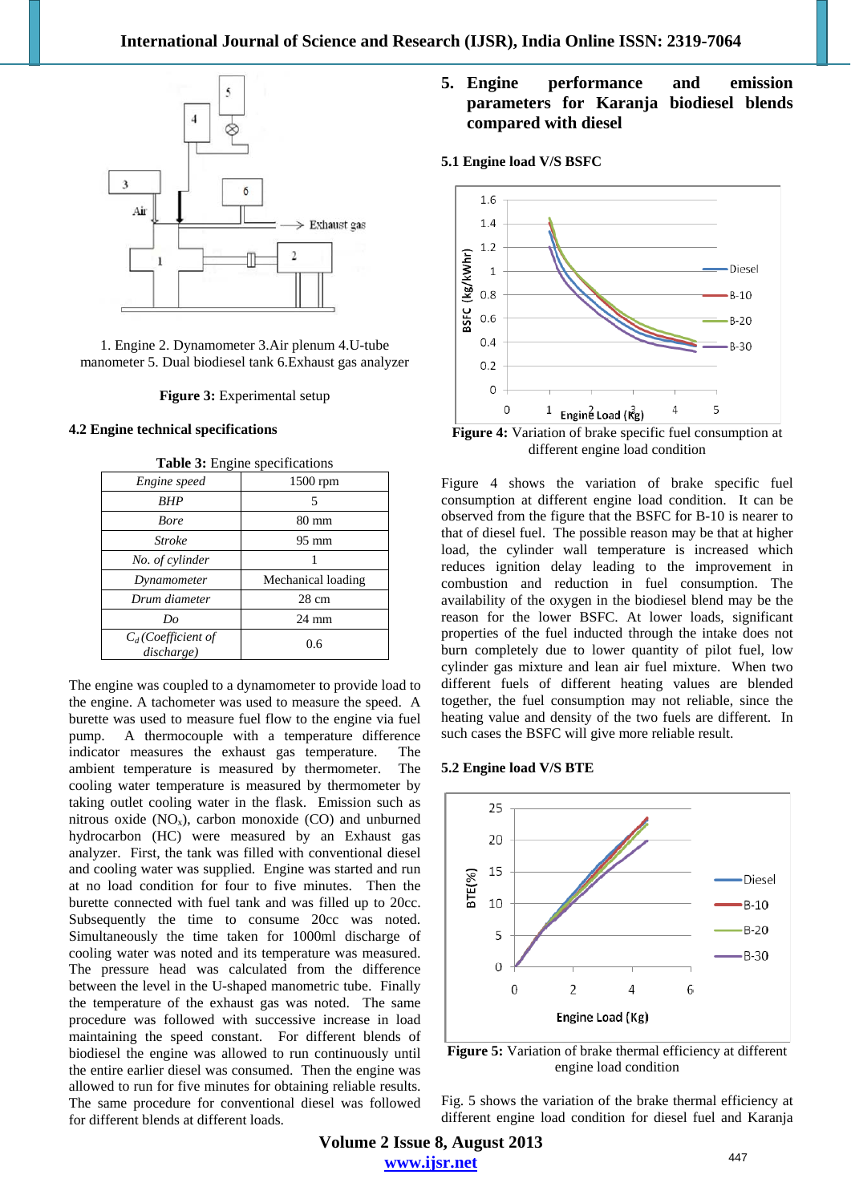1. Engine 2. Dynamometer 3.Air plenum 4.U-tube manometer 5. Dual biodiesel tank 6.Exhaust gas analyzer

**Figure 3:** Experimental setup

### 4.2 Engine technical specifications

**Table 3:** Engine specifications

| | |
|---|---|
| *Engine speed* | 1500 rpm |
| *BHP* | 5 |
| *Bore* | 80 mm |
| *Stroke* | 95 mm |
| *No. of cylinder* | 1 |
| *Dynamometer* | Mechanical loading |
| *Drum diameter* | 28 cm |
| *Do* | 24 mm |
| $C_d$ *(Coefficient of discharge)* | 0.6 |

The engine was coupled to a dynamometer to provide load to the engine. A tachometer was used to measure the speed. A burette was used to measure fuel flow to the engine via fuel pump. A thermocouple with a temperature difference indicator measures the exhaust gas temperature. The ambient temperature is measured by thermometer. The cooling water temperature is measured by thermometer by taking outlet cooling water in the flask. Emission such as nitrous oxide ($NO_x$), carbon monoxide (CO) and unburned hydrocarbon (HC) were measured by an Exhaust gas analyzer. First, the tank was filled with conventional diesel and cooling water was supplied. Engine was started and run at no load condition for four to five minutes. Then the burette connected with fuel tank and was filled up to 20cc. Subsequently the time to consume 20cc was noted. Simultaneously the time taken for 1000ml discharge of cooling water was noted and its temperature was measured. The pressure head was calculated from the difference between the level in the U-shaped manometric tube. Finally the temperature of the exhaust gas was noted. The same procedure was followed with successive increase in load maintaining the speed constant. For different blends of biodiesel the engine was allowed to run continuously until the entire earlier diesel was consumed. Then the engine was allowed to run for five minutes for obtaining reliable results. The same procedure for conventional diesel was followed for different blends at different loads.

## 5. Engine performance and emission parameters for Karanja biodiesel blends compared with diesel

### 5.1 Engine load V/S BSFC

**Figure 4:** Variation of brake specific fuel consumption at different engine load condition

Figure 4 shows the variation of brake specific fuel consumption at different engine load condition. It can be observed from the figure that the BSFC for B-10 is nearer to that of diesel fuel. The possible reason may be that at higher load, the cylinder wall temperature is increased which reduces ignition delay leading to the improvement in combustion and reduction in fuel consumption. The availability of the oxygen in the biodiesel blend may be the reason for the lower BSFC. At lower loads, significant properties of the fuel inducted through the intake does not burn completely due to lower quantity of pilot fuel, low cylinder gas mixture and lean air fuel mixture. When two different fuels of different heating values are blended together, the fuel consumption may not reliable, since the heating value and density of the two fuels are different. In such cases the BSFC will give more reliable result.

### 5.2 Engine load V/S BTE

**Figure 5:** Variation of brake thermal efficiency at different engine load condition

Fig. 5 shows the variation of the brake thermal efficiency at different engine load condition for diesel fuel and Karanja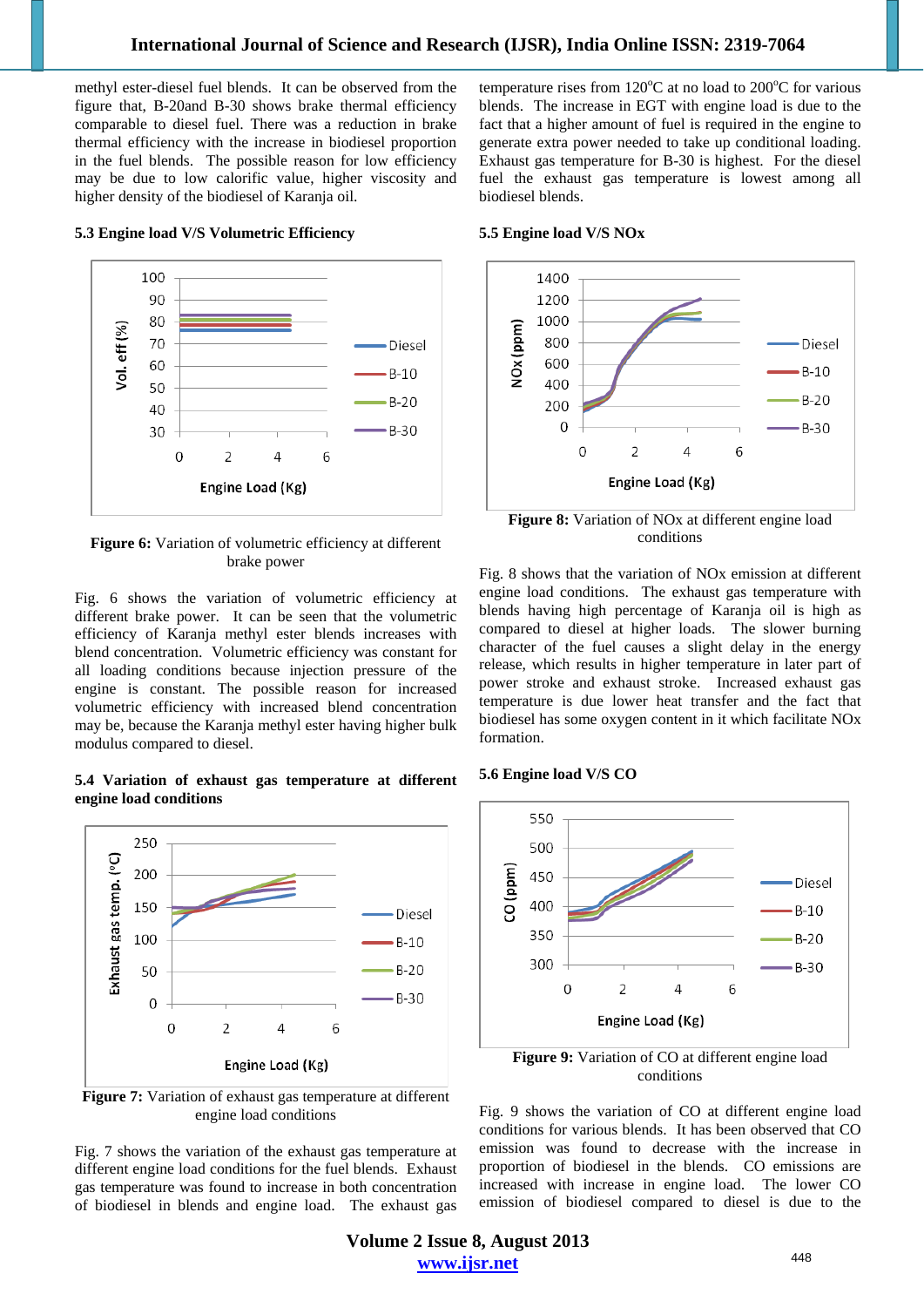methyl ester-diesel fuel blends. It can be observed from the figure that, B-20and B-30 shows brake thermal efficiency comparable to diesel fuel. There was a reduction in brake thermal efficiency with the increase in biodiesel proportion in the fuel blends. The possible reason for low efficiency may be due to low calorific value, higher viscosity and higher density of the biodiesel of Karanja oil.

### 5.3 Engine load V/S Volumetric Efficiency

**Figure 6:** Variation of volumetric efficiency at different brake power

Fig. 6 shows the variation of volumetric efficiency at different brake power. It can be seen that the volumetric efficiency of Karanja methyl ester blends increases with blend concentration. Volumetric efficiency was constant for all loading conditions because injection pressure of the engine is constant. The possible reason for increased volumetric efficiency with increased blend concentration may be, because the Karanja methyl ester having higher bulk modulus compared to diesel.

### 5.4 Variation of exhaust gas temperature at different engine load conditions

**Figure 7:** Variation of exhaust gas temperature at different engine load conditions

Fig. 7 shows the variation of the exhaust gas temperature at different engine load conditions for the fuel blends. Exhaust gas temperature was found to increase in both concentration of biodiesel in blends and engine load. The exhaust gas temperature rises from 120°C at no load to 200°C for various blends. The increase in EGT with engine load is due to the fact that a higher amount of fuel is required in the engine to generate extra power needed to take up conditional loading. Exhaust gas temperature for B-30 is highest. For the diesel fuel the exhaust gas temperature is lowest among all biodiesel blends.

### 5.5 Engine load V/S NOx

**Figure 8:** Variation of NOx at different engine load conditions

Fig. 8 shows that the variation of NOx emission at different engine load conditions. The exhaust gas temperature with blends having high percentage of Karanja oil is high as compared to diesel at higher loads. The slower burning character of the fuel causes a slight delay in the energy release, which results in higher temperature in later part of power stroke and exhaust stroke. Increased exhaust gas temperature is due lower heat transfer and the fact that biodiesel has some oxygen content in it which facilitate NOx formation.

### 5.6 Engine load V/S CO

**Figure 9:** Variation of CO at different engine load conditions

Fig. 9 shows the variation of CO at different engine load conditions for various blends. It has been observed that CO emission was found to decrease with the increase in proportion of biodiesel in the blends. CO emissions are increased with increase in engine load. The lower CO emission of biodiesel compared to diesel is due to the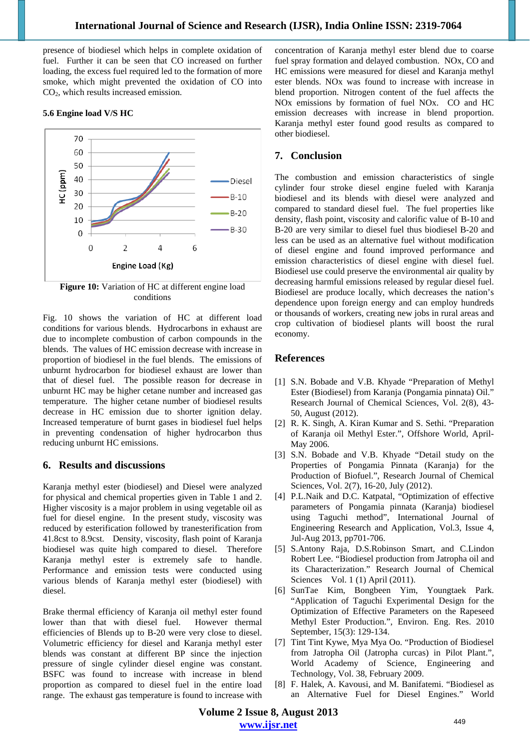presence of biodiesel which helps in complete oxidation of fuel. Further it can be seen that CO increased on further loading, the excess fuel required led to the formation of more smoke, which might prevented the oxidation of CO into $CO_2$, which results increased emission.

### 5.6 Engine load V/S HC

**Figure 10:** Variation of HC at different engine load conditions

Fig. 10 shows the variation of HC at different load conditions for various blends. Hydrocarbons in exhaust are due to incomplete combustion of carbon compounds in the blends. The values of HC emission decrease with increase in proportion of biodiesel in the fuel blends. The emissions of unburnt hydrocarbon for biodiesel exhaust are lower than that of diesel fuel. The possible reason for decrease in unburnt HC may be higher cetane number and increased gas temperature. The higher cetane number of biodiesel results decrease in HC emission due to shorter ignition delay. Increased temperature of burnt gases in biodiesel fuel helps in preventing condensation of higher hydrocarbon thus reducing unburnt HC emissions.

## 6. Results and discussions

Karanja methyl ester (biodiesel) and Diesel were analyzed for physical and chemical properties given in Table 1 and 2. Higher viscosity is a major problem in using vegetable oil as fuel for diesel engine. In the present study, viscosity was reduced by esterification followed by transesterification from 41.8cst to 8.9cst. Density, viscosity, flash point of Karanja biodiesel was quite high compared to diesel. Therefore Karanja methyl ester is extremely safe to handle. Performance and emission tests were conducted using various blends of Karanja methyl ester (biodiesel) with diesel.

Brake thermal efficiency of Karanja oil methyl ester found lower than that with diesel fuel. However thermal efficiencies of Blends up to B-20 were very close to diesel. Volumetric efficiency for diesel and Karanja methyl ester blends was constant at different BP since the injection pressure of single cylinder diesel engine was constant. BSFC was found to increase with increase in blend proportion as compared to diesel fuel in the entire load range. The exhaust gas temperature is found to increase with concentration of Karanja methyl ester blend due to coarse fuel spray formation and delayed combustion. NOx, CO and HC emissions were measured for diesel and Karanja methyl ester blends. NOx was found to increase with increase in blend proportion. Nitrogen content of the fuel affects the NOx emissions by formation of fuel NOx. CO and HC emission decreases with increase in blend proportion. Karanja methyl ester found good results as compared to other biodiesel.

## 7. Conclusion

The combustion and emission characteristics of single cylinder four stroke diesel engine fueled with Karanja biodiesel and its blends with diesel were analyzed and compared to standard diesel fuel. The fuel properties like density, flash point, viscosity and calorific value of B-10 and B-20 are very similar to diesel fuel thus biodiesel B-20 and less can be used as an alternative fuel without modification of diesel engine and found improved performance and emission characteristics of diesel engine with diesel fuel. Biodiesel use could preserve the environmental air quality by decreasing harmful emissions released by regular diesel fuel. Biodiesel are produce locally, which decreases the nation's dependence upon foreign energy and can employ hundreds or thousands of workers, creating new jobs in rural areas and crop cultivation of biodiesel plants will boost the rural economy.

## References

[1] S.N. Bobade and V.B. Khyade "Preparation of Methyl Ester (Biodiesel) from Karanja (Pongamia pinnata) Oil." Research Journal of Chemical Sciences, Vol. 2(8), 43-50, August (2012).

[2] R. K. Singh, A. Kiran Kumar and S. Sethi. "Preparation of Karanja oil Methyl Ester.", Offshore World, April-May 2006.

[3] S.N. Bobade and V.B. Khyade "Detail study on the Properties of Pongamia Pinnata (Karanja) for the Production of Biofuel.", Research Journal of Chemical Sciences, Vol. 2(7), 16-20, July (2012).

[4] P.L.Naik and D.C. Katpatal, "Optimization of effective parameters of Pongamia pinnata (Karanja) biodiesel using Taguchi method", International Journal of Engineering Research and Application, Vol.3, Issue 4, Jul-Aug 2013, pp701-706.

[5] S.Antony Raja, D.S.Robinson Smart, and C.Lindon Robert Lee. "Biodiesel production from Jatropha oil and its Characterization." Research Journal of Chemical Sciences Vol. 1 (1) April (2011).

[6] SunTae Kim, Bongbeen Yim, Youngtaek Park. "Application of Taguchi Experimental Design for the Optimization of Effective Parameters on the Rapeseed Methyl Ester Production.", Environ. Eng. Res. 2010 September, 15(3): 129-134.

[7] Tint Tint Kywe, Mya Mya Oo. "Production of Biodiesel from Jatropha Oil (Jatropha curcas) in Pilot Plant.", World Academy of Science, Engineering and Technology, Vol. 38, February 2009.

[8] F. Halek, A. Kavousi, and M. Banifatemi. "Biodiesel as an Alternative Fuel for Diesel Engines." World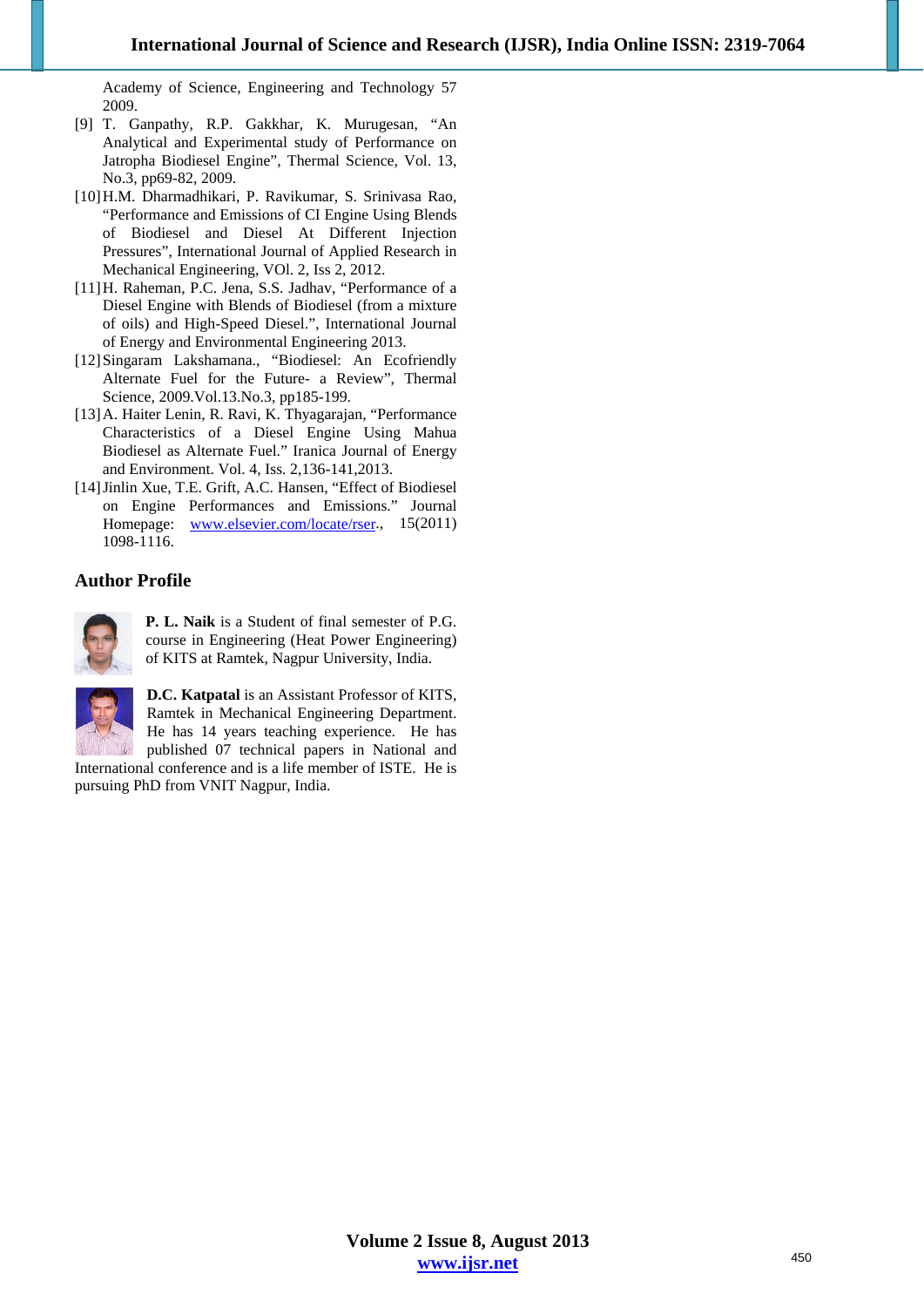Academy of Science, Engineering and Technology 57 2009.

[9] T. Ganpathy, R.P. Gakkhar, K. Murugesan, "An Analytical and Experimental study of Performance on Jatropha Biodiesel Engine", Thermal Science, Vol. 13, No.3, pp69-82, 2009.

[10] H.M. Dharmadhikari, P. Ravikumar, S. Srinivasa Rao, "Performance and Emissions of CI Engine Using Blends of Biodiesel and Diesel At Different Injection Pressures", International Journal of Applied Research in Mechanical Engineering, VOl. 2, Iss 2, 2012.

[11] H. Raheman, P.C. Jena, S.S. Jadhav, "Performance of a Diesel Engine with Blends of Biodiesel (from a mixture of oils) and High-Speed Diesel.", International Journal of Energy and Environmental Engineering 2013.

[12] Singaram Lakshamana., "Biodiesel: An Ecofriendly Alternate Fuel for the Future- a Review", Thermal Science, 2009.Vol.13.No.3, pp185-199.

[13] A. Haiter Lenin, R. Ravi, K. Thyagarajan, "Performance Characteristics of a Diesel Engine Using Mahua Biodiesel as Alternate Fuel." Iranica Journal of Energy and Environment. Vol. 4, Iss. 2,136-141,2013.

[14] Jinlin Xue, T.E. Grift, A.C. Hansen, "Effect of Biodiesel on Engine Performances and Emissions." Journal Homepage: www.elsevier.com/locate/rser., 15(2011) 1098-1116.

## Author Profile

**P. L. Naik** is a Student of final semester of P.G. course in Engineering (Heat Power Engineering) of KITS at Ramtek, Nagpur University, India.

**D.C. Katpatal** is an Assistant Professor of KITS, Ramtek in Mechanical Engineering Department. He has 14 years teaching experience. He has published 07 technical papers in National and International conference and is a life member of ISTE. He is pursuing PhD from VNIT Nagpur, India.